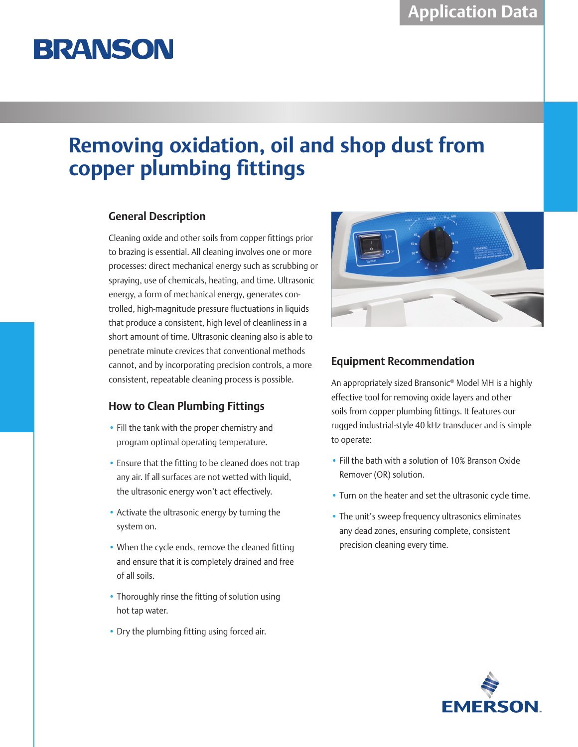Application Data

BRANSON

# Removing oxidation, oil and shop dust from copper plumbing fittings

## General Description

Cleaning oxide and other soils from copper fittings prior to brazing is essential. All cleaning involves one or more processes: direct mechanical energy such as scrubbing or spraying, use of chemicals, heating, and time. Ultrasonic energy, a form of mechanical energy, generates controlled, high-magnitude pressure fluctuations in liquids that produce a consistent, high level of cleanliness in a short amount of time. Ultrasonic cleaning also is able to penetrate minute crevices that conventional methods cannot, and by incorporating precision controls, a more consistent, repeatable cleaning process is possible.

## How to Clean Plumbing Fittings

- Fill the tank with the proper chemistry and program optimal operating temperature.
- Ensure that the fitting to be cleaned does not trap any air. If all surfaces are not wetted with liquid, the ultrasonic energy won't act effectively.
- Activate the ultrasonic energy by turning the system on.
- When the cycle ends, remove the cleaned fitting and ensure that it is completely drained and free of all soils.
- Thoroughly rinse the fitting of solution using hot tap water.
- Dry the plumbing fitting using forced air.

## Equipment Recommendation

An appropriately sized Bransonic® Model MH is a highly effective tool for removing oxide layers and other soils from copper plumbing fittings. It features our rugged industrial-style 40 kHz transducer and is simple to operate:

- Fill the bath with a solution of 10% Branson Oxide Remover (OR) solution.
- Turn on the heater and set the ultrasonic cycle time.
- The unit's sweep frequency ultrasonics eliminates any dead zones, ensuring complete, consistent precision cleaning every time.

EMERSON.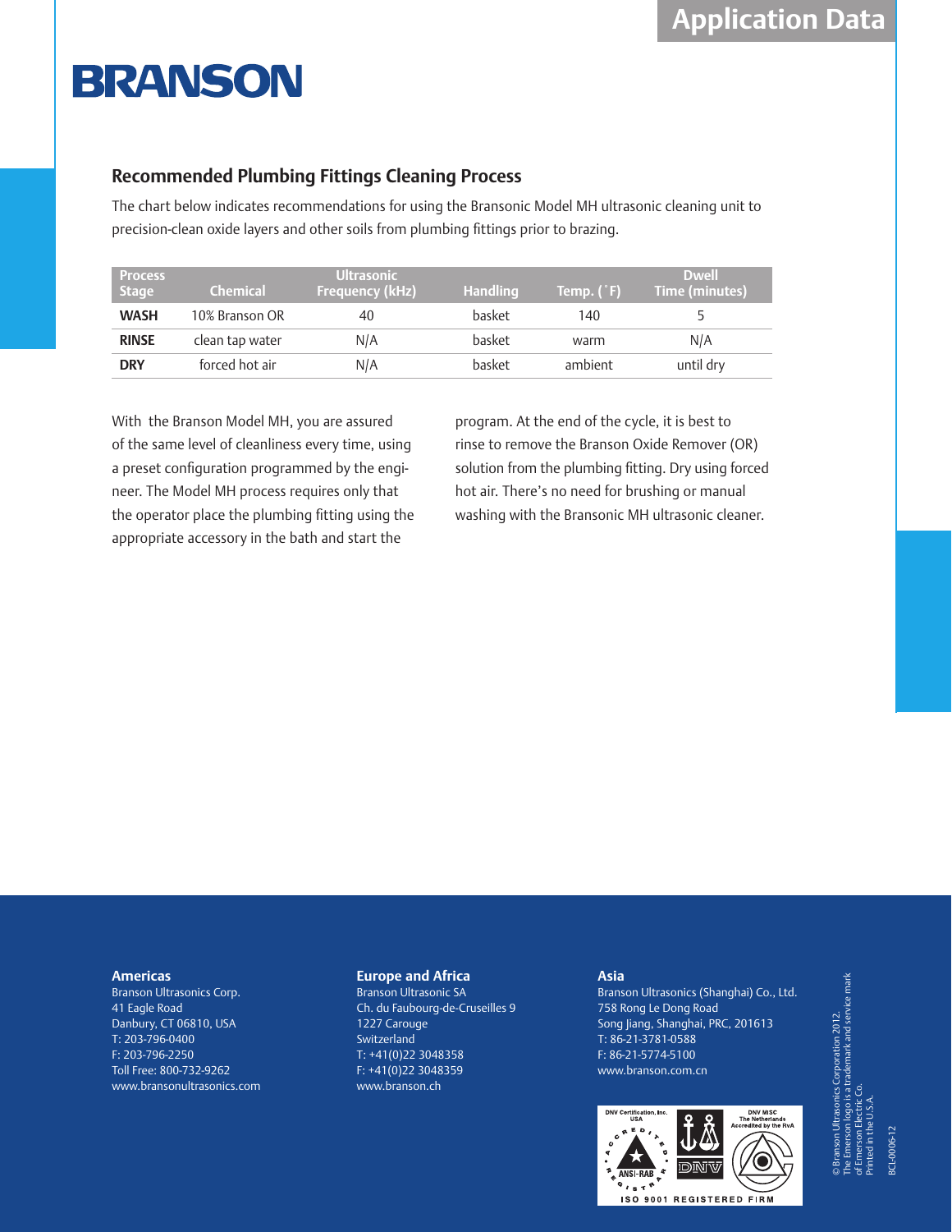Application Data

BRANSON

## Recommended Plumbing Fittings Cleaning Process

The chart below indicates recommendations for using the Bransonic Model MH ultrasonic cleaning unit to precision-clean oxide layers and other soils from plumbing fittings prior to brazing.

| Process Stage | Chemical | Ultrasonic Frequency (kHz) | Handling | Temp. (˚F) | Dwell Time (minutes) |
|---|---|---|---|---|---|
| **WASH** | 10% Branson OR | 40 | basket | 140 | 5 |
| **RINSE** | clean tap water | N/A | basket | warm | N/A |
| **DRY** | forced hot air | N/A | basket | ambient | until dry |

With the Branson Model MH, you are assured of the same level of cleanliness every time, using a preset configuration programmed by the engineer. The Model MH process requires only that the operator place the plumbing fitting using the appropriate accessory in the bath and start the program. At the end of the cycle, it is best to rinse to remove the Branson Oxide Remover (OR) solution from the plumbing fitting. Dry using forced hot air. There's no need for brushing or manual washing with the Bransonic MH ultrasonic cleaner.

**Americas**
Branson Ultrasonics Corp.
41 Eagle Road
Danbury, CT 06810, USA
T: 203-796-0400
F: 203-796-2250
Toll Free: 800-732-9262
www.bransonultrasonics.com

**Europe and Africa**
Branson Ultrasonic SA
Ch. du Faubourg-de-Cruseilles 9
1227 Carouge
Switzerland
T: +41(0)22 3048358
F: +41(0)22 3048359
www.branson.ch

**Asia**
Branson Ultrasonics (Shanghai) Co., Ltd.
758 Rong Le Dong Road
Song Jiang, Shanghai, PRC, 201613
T: 86-21-3781-0588
F: 86-21-5774-5100
www.branson.com.cn

DNV Certification, Inc. USA — ACCREDITED REGISTRAR — ANSI-RAB — DNV — DNV MISC The Netherlands Accredited by the RvA — ISO 9001 REGISTERED FIRM

© Branson Ultrasonics Corporation 2012.
The Emerson logo is a trademark and service mark of Emerson Electric Co.
Printed in the U.S.A.

BCI-0006-12